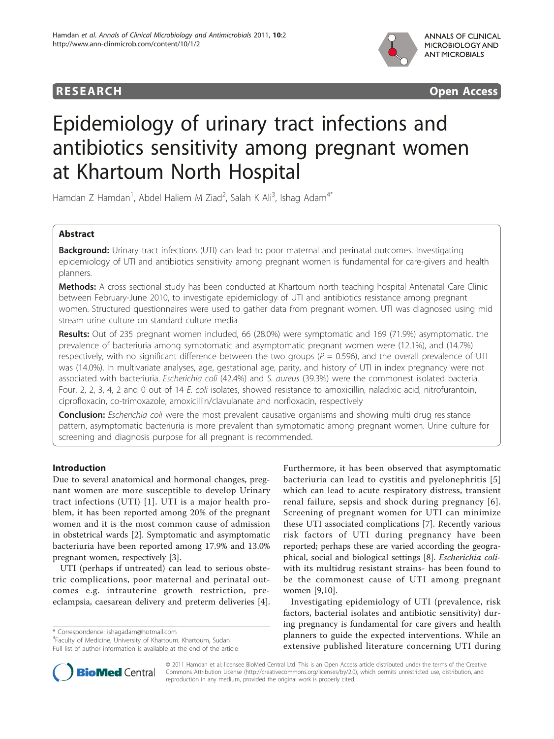RESEARCH Open Access

# Epidemiology of urinary tract infections and antibiotics sensitivity among pregnant women at Khartoum North Hospital

Hamdan Z Hamdan[1], Abdel Haliem M Ziad[2], Salah K Ali[3], Ishag Adam[4*]

## Abstract

**Background:** Urinary tract infections (UTI) can lead to poor maternal and perinatal outcomes. Investigating epidemiology of UTI and antibiotics sensitivity among pregnant women is fundamental for care-givers and health planners.

**Methods:** A cross sectional study has been conducted at Khartoum north teaching hospital Antenatal Care Clinic between February-June 2010, to investigate epidemiology of UTI and antibiotics resistance among pregnant women. Structured questionnaires were used to gather data from pregnant women. UTI was diagnosed using mid stream urine culture on standard culture media

**Results:** Out of 235 pregnant women included, 66 (28.0%) were symptomatic and 169 (71.9%) asymptomatic. the prevalence of bacteriuria among symptomatic and asymptomatic pregnant women were (12.1%), and (14.7%) respectively, with no significant difference between the two groups ($P = 0.596$), and the overall prevalence of UTI was (14.0%). In multivariate analyses, age, gestational age, parity, and history of UTI in index pregnancy were not associated with bacteriuria. *Escherichia coli* (42.4%) and *S. aureus* (39.3%) were the commonest isolated bacteria. Four, 2, 2, 3, 4, 2 and 0 out of 14 *E. coli* isolates, showed resistance to amoxicillin, naladixic acid, nitrofurantoin, ciprofloxacin, co-trimoxazole, amoxicillin/clavulanate and norfloxacin, respectively

**Conclusion:** *Escherichia coli* were the most prevalent causative organisms and showing multi drug resistance pattern, asymptomatic bacteriuria is more prevalent than symptomatic among pregnant women. Urine culture for screening and diagnosis purpose for all pregnant is recommended.

## Introduction

Due to several anatomical and hormonal changes, pregnant women are more susceptible to develop Urinary tract infections (UTI) [1]. UTI is a major health problem, it has been reported among 20% of the pregnant women and it is the most common cause of admission in obstetrical wards [2]. Symptomatic and asymptomatic bacteriuria have been reported among 17.9% and 13.0% pregnant women, respectively [3].

UTI (perhaps if untreated) can lead to serious obstetric complications, poor maternal and perinatal outcomes e.g. intrauterine growth restriction, pre-eclampsia, caesarean delivery and preterm deliveries [4]. Furthermore, it has been observed that asymptomatic bacteriuria can lead to cystitis and pyelonephritis [5] which can lead to acute respiratory distress, transient renal failure, sepsis and shock during pregnancy [6]. Screening of pregnant women for UTI can minimize these UTI associated complications [7]. Recently various risk factors of UTI during pregnancy have been reported; perhaps these are varied according the geographical, social and biological settings [8]. *Escherichia coli*- with its multidrug resistant strains- has been found to be the commonest cause of UTI among pregnant women [9,10].

Investigating epidemiology of UTI (prevalence, risk factors, bacterial isolates and antibiotic sensitivity) during pregnancy is fundamental for care givers and health planners to guide the expected interventions. While an extensive published literature concerning UTI during

\* Correspondence: ishagadam@hotmail.com
[4]Faculty of Medicine, University of Khartoum, Khartoum, Sudan
Full list of author information is available at the end of the article

© 2011 Hamdan et al; licensee BioMed Central Ltd. This is an Open Access article distributed under the terms of the Creative Commons Attribution License (http://creativecommons.org/licenses/by/2.0), which permits unrestricted use, distribution, and reproduction in any medium, provided the original work is properly cited.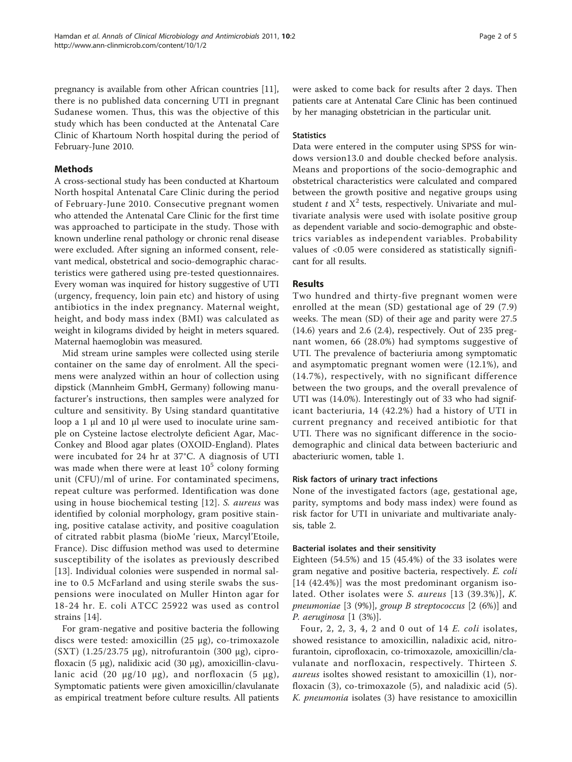pregnancy is available from other African countries [11], there is no published data concerning UTI in pregnant Sudanese women. Thus, this was the objective of this study which has been conducted at the Antenatal Care Clinic of Khartoum North hospital during the period of February-June 2010.

## Methods

A cross-sectional study has been conducted at Khartoum North hospital Antenatal Care Clinic during the period of February-June 2010. Consecutive pregnant women who attended the Antenatal Care Clinic for the first time was approached to participate in the study. Those with known underline renal pathology or chronic renal disease were excluded. After signing an informed consent, relevant medical, obstetrical and socio-demographic characteristics were gathered using pre-tested questionnaires. Every woman was inquired for history suggestive of UTI (urgency, frequency, loin pain etc) and history of using antibiotics in the index pregnancy. Maternal weight, height, and body mass index (BMI) was calculated as weight in kilograms divided by height in meters squared. Maternal haemoglobin was measured.

Mid stream urine samples were collected using sterile container on the same day of enrolment. All the specimens were analyzed within an hour of collection using dipstick (Mannheim GmbH, Germany) following manufacturer's instructions, then samples were analyzed for culture and sensitivity. By Using standard quantitative loop a 1 μl and 10 μl were used to inoculate urine sample on Cysteine lactose electrolyte deficient Agar, MacConkey and Blood agar plates (OXOID-England). Plates were incubated for 24 hr at 37°C. A diagnosis of UTI was made when there were at least $10^5$ colony forming unit (CFU)/ml of urine. For contaminated specimens, repeat culture was performed. Identification was done using in house biochemical testing [12]. *S. aureus* was identified by colonial morphology, gram positive staining, positive catalase activity, and positive coagulation of citrated rabbit plasma (bioMe 'rieux, Marcyl'Etoile, France). Disc diffusion method was used to determine susceptibility of the isolates as previously described [13]. Individual colonies were suspended in normal saline to 0.5 McFarland and using sterile swabs the suspensions were inoculated on Muller Hinton agar for 18-24 hr. E. coli ATCC 25922 was used as control strains [14].

For gram-negative and positive bacteria the following discs were tested: amoxicillin (25 μg), co-trimoxazole (SXT) (1.25/23.75 μg), nitrofurantoin (300 μg), ciprofloxacin (5 μg), nalidixic acid (30 μg), amoxicillin-clavulanic acid (20 μg/10 μg), and norfloxacin (5 μg), Symptomatic patients were given amoxicillin/clavulanate as empirical treatment before culture results. All patients were asked to come back for results after 2 days. Then patients care at Antenatal Care Clinic has been continued by her managing obstetrician in the particular unit.

### Statistics

Data were entered in the computer using SPSS for windows version13.0 and double checked before analysis. Means and proportions of the socio-demographic and obstetrical characteristics were calculated and compared between the growth positive and negative groups using student $t$ and $X^2$ tests, respectively. Univariate and multivariate analysis were used with isolate positive group as dependent variable and socio-demographic and obstetrics variables as independent variables. Probability values of <0.05 were considered as statistically significant for all results.

## Results

Two hundred and thirty-five pregnant women were enrolled at the mean (SD) gestational age of 29 (7.9) weeks. The mean (SD) of their age and parity were 27.5 (14.6) years and 2.6 (2.4), respectively. Out of 235 pregnant women, 66 (28.0%) had symptoms suggestive of UTI. The prevalence of bacteriuria among symptomatic and asymptomatic pregnant women were (12.1%), and (14.7%), respectively, with no significant difference between the two groups, and the overall prevalence of UTI was (14.0%). Interestingly out of 33 who had significant bacteriuria, 14 (42.2%) had a history of UTI in current pregnancy and received antibiotic for that UTI. There was no significant difference in the socio-demographic and clinical data between bacteriuric and abacteriuric women, table 1.

### Risk factors of urinary tract infections

None of the investigated factors (age, gestational age, parity, symptoms and body mass index) were found as risk factor for UTI in univariate and multivariate analysis, table 2.

### Bacterial isolates and their sensitivity

Eighteen (54.5%) and 15 (45.4%) of the 33 isolates were gram negative and positive bacteria, respectively. *E. coli* [14 (42.4%)] was the most predominant organism isolated. Other isolates were *S. aureus* [13 (39.3%)], *K. pneumoniae* [3 (9%)], *group B streptococcus* [2 (6%)] and *P. aeruginosa* [1 (3%)].

Four, 2, 2, 3, 4, 2 and 0 out of 14 *E. coli* isolates, showed resistance to amoxicillin, naladixic acid, nitrofurantoin, ciprofloxacin, co-trimoxazole, amoxicillin/clavulanate and norfloxacin, respectively. Thirteen *S. aureus* isoltes showed resistant to amoxicillin (1), norfloxacin (3), co-trimoxazole (5), and naladixic acid (5). *K. pneumonia* isolates (3) have resistance to amoxicillin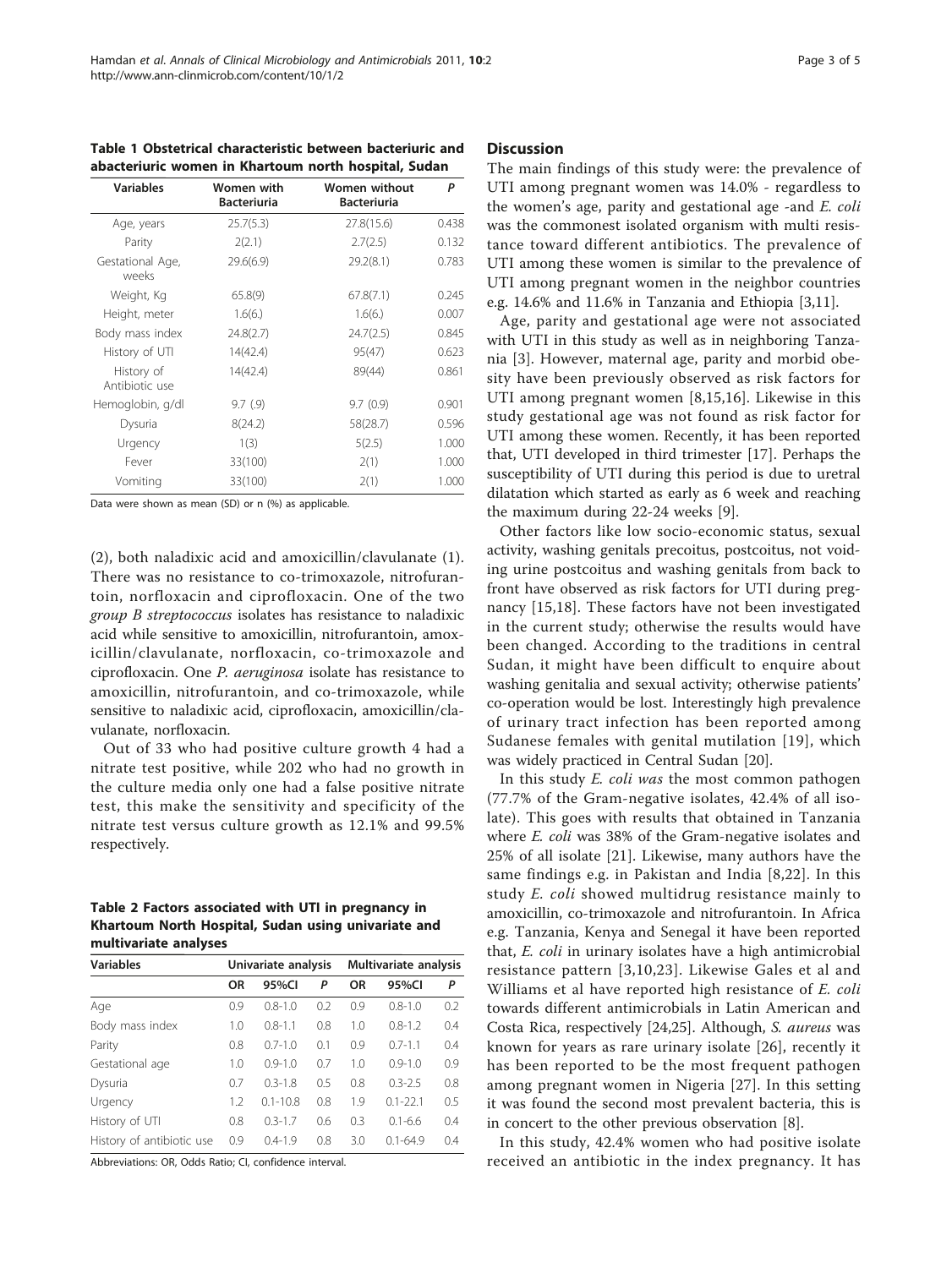**Table 1 Obstetrical characteristic between bacteriuric and abacteriuric women in Khartoum north hospital, Sudan**

| Variables | Women with Bacteriuria | Women without Bacteriuria | P |
|---|---|---|---|
| Age, years | 25.7(5.3) | 27.8(15.6) | 0.438 |
| Parity | 2(2.1) | 2.7(2.5) | 0.132 |
| Gestational Age, weeks | 29.6(6.9) | 29.2(8.1) | 0.783 |
| Weight, Kg | 65.8(9) | 67.8(7.1) | 0.245 |
| Height, meter | 1.6(6.) | 1.6(6.) | 0.007 |
| Body mass index | 24.8(2.7) | 24.7(2.5) | 0.845 |
| History of UTI | 14(42.4) | 95(47) | 0.623 |
| History of Antibiotic use | 14(42.4) | 89(44) | 0.861 |
| Hemoglobin, g/dl | 9.7 (.9) | 9.7 (0.9) | 0.901 |
| Dysuria | 8(24.2) | 58(28.7) | 0.596 |
| Urgency | 1(3) | 5(2.5) | 1.000 |
| Fever | 33(100) | 2(1) | 1.000 |
| Vomiting | 33(100) | 2(1) | 1.000 |

Data were shown as mean (SD) or n (%) as applicable.

(2), both naladixic acid and amoxicillin/clavulanate (1). There was no resistance to co-trimoxazole, nitrofurantoin, norfloxacin and ciprofloxacin. One of the two *group B streptococcus* isolates has resistance to naladixic acid while sensitive to amoxicillin, nitrofurantoin, amoxicillin/clavulanate, norfloxacin, co-trimoxazole and ciprofloxacin. One *P. aeruginosa* isolate has resistance to amoxicillin, nitrofurantoin, and co-trimoxazole, while sensitive to naladixic acid, ciprofloxacin, amoxicillin/clavulanate, norfloxacin.

Out of 33 who had positive culture growth 4 had a nitrate test positive, while 202 who had no growth in the culture media only one had a false positive nitrate test, this make the sensitivity and specificity of the nitrate test versus culture growth as 12.1% and 99.5% respectively.

**Table 2 Factors associated with UTI in pregnancy in Khartoum North Hospital, Sudan using univariate and multivariate analyses**

| Variables | Univariate analysis | | | Multivariate analysis | | |
|---|---|---|---|---|---|---|
| | OR | 95%CI | P | OR | 95%CI | P |
| Age | 0.9 | 0.8-1.0 | 0.2 | 0.9 | 0.8-1.0 | 0.2 |
| Body mass index | 1.0 | 0.8-1.1 | 0.8 | 1.0 | 0.8-1.2 | 0.4 |
| Parity | 0.8 | 0.7-1.0 | 0.1 | 0.9 | 0.7-1.1 | 0.4 |
| Gestational age | 1.0 | 0.9-1.0 | 0.7 | 1.0 | 0.9-1.0 | 0.9 |
| Dysuria | 0.7 | 0.3-1.8 | 0.5 | 0.8 | 0.3-2.5 | 0.8 |
| Urgency | 1.2 | 0.1-10.8 | 0.8 | 1.9 | 0.1-22.1 | 0.5 |
| History of UTI | 0.8 | 0.3-1.7 | 0.6 | 0.3 | 0.1-6.6 | 0.4 |
| History of antibiotic use | 0.9 | 0.4-1.9 | 0.8 | 3.0 | 0.1-64.9 | 0.4 |

Abbreviations: OR, Odds Ratio; CI, confidence interval.

## Discussion

The main findings of this study were: the prevalence of UTI among pregnant women was 14.0% - regardless to the women's age, parity and gestational age -and *E. coli* was the commonest isolated organism with multi resistance toward different antibiotics. The prevalence of UTI among these women is similar to the prevalence of UTI among pregnant women in the neighbor countries e.g. 14.6% and 11.6% in Tanzania and Ethiopia [3,11].

Age, parity and gestational age were not associated with UTI in this study as well as in neighboring Tanzania [3]. However, maternal age, parity and morbid obesity have been previously observed as risk factors for UTI among pregnant women [8,15,16]. Likewise in this study gestational age was not found as risk factor for UTI among these women. Recently, it has been reported that, UTI developed in third trimester [17]. Perhaps the susceptibility of UTI during this period is due to uretral dilatation which started as early as 6 week and reaching the maximum during 22-24 weeks [9].

Other factors like low socio-economic status, sexual activity, washing genitals precoitus, postcoitus, not voiding urine postcoitus and washing genitals from back to front have observed as risk factors for UTI during pregnancy [15,18]. These factors have not been investigated in the current study; otherwise the results would have been changed. According to the traditions in central Sudan, it might have been difficult to enquire about washing genitalia and sexual activity; otherwise patients' co-operation would be lost. Interestingly high prevalence of urinary tract infection has been reported among Sudanese females with genital mutilation [19], which was widely practiced in Central Sudan [20].

In this study *E. coli was* the most common pathogen (77.7% of the Gram-negative isolates, 42.4% of all isolate). This goes with results that obtained in Tanzania where *E. coli* was 38% of the Gram-negative isolates and 25% of all isolate [21]. Likewise, many authors have the same findings e.g. in Pakistan and India [8,22]. In this study *E. coli* showed multidrug resistance mainly to amoxicillin, co-trimoxazole and nitrofurantoin. In Africa e.g. Tanzania, Kenya and Senegal it have been reported that, *E. coli* in urinary isolates have a high antimicrobial resistance pattern [3,10,23]. Likewise Gales et al and Williams et al have reported high resistance of *E. coli* towards different antimicrobials in Latin American and Costa Rica, respectively [24,25]. Although, *S. aureus* was known for years as rare urinary isolate [26], recently it has been reported to be the most frequent pathogen among pregnant women in Nigeria [27]. In this setting it was found the second most prevalent bacteria, this is in concert to the other previous observation [8].

In this study, 42.4% women who had positive isolate received an antibiotic in the index pregnancy. It has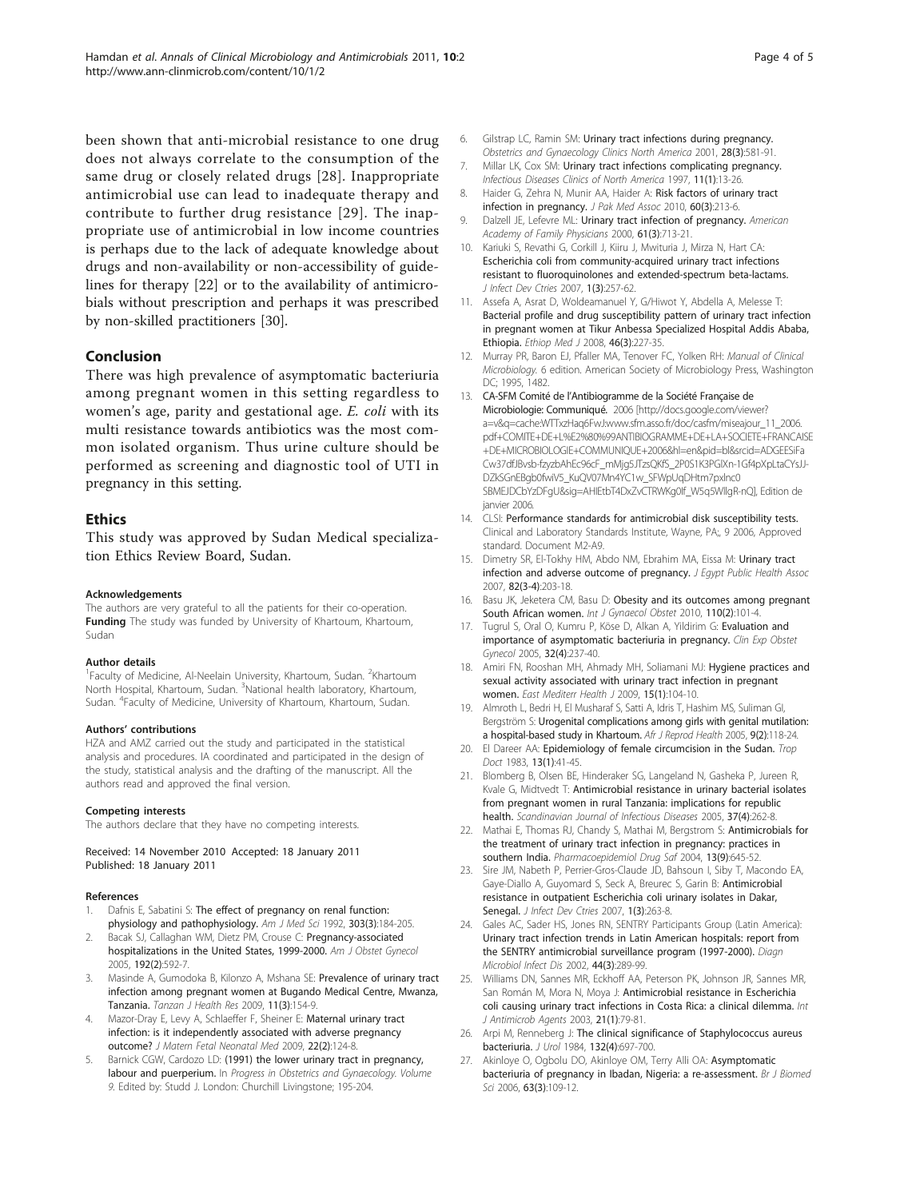been shown that anti-microbial resistance to one drug does not always correlate to the consumption of the same drug or closely related drugs [28]. Inappropriate antimicrobial use can lead to inadequate therapy and contribute to further drug resistance [29]. The inappropriate use of antimicrobial in low income countries is perhaps due to the lack of adequate knowledge about drugs and non-availability or non-accessibility of guidelines for therapy [22] or to the availability of antimicrobials without prescription and perhaps it was prescribed by non-skilled practitioners [30].

## Conclusion

There was high prevalence of asymptomatic bacteriuria among pregnant women in this setting regardless to women's age, parity and gestational age. *E. coli* with its multi resistance towards antibiotics was the most common isolated organism. Thus urine culture should be performed as screening and diagnostic tool of UTI in pregnancy in this setting.

## Ethics

This study was approved by Sudan Medical specialization Ethics Review Board, Sudan.

#### Acknowledgements

The authors are very grateful to all the patients for their co-operation.
**Funding** The study was funded by University of Khartoum, Khartoum, Sudan

#### Author details

[1]Faculty of Medicine, Al-Neelain University, Khartoum, Sudan. [2]Khartoum North Hospital, Khartoum, Sudan. [3]National health laboratory, Khartoum, Sudan. [4]Faculty of Medicine, University of Khartoum, Khartoum, Sudan.

#### Authors' contributions

HZA and AMZ carried out the study and participated in the statistical analysis and procedures. IA coordinated and participated in the design of the study, statistical analysis and the drafting of the manuscript. All the authors read and approved the final version.

#### Competing interests

The authors declare that they have no competing interests.

Received: 14 November 2010 Accepted: 18 January 2011
Published: 18 January 2011

#### References

1. Dafnis E, Sabatini S: **The effect of pregnancy on renal function: physiology and pathophysiology.** *Am J Med Sci* 1992, **303(3)**:184-205.
2. Bacak SJ, Callaghan WM, Dietz PM, Crouse C: **Pregnancy-associated hospitalizations in the United States, 1999-2000.** *Am J Obstet Gynecol* 2005, **192(2)**:592-7.
3. Masinde A, Gumodoka B, Kilonzo A, Mshana SE: **Prevalence of urinary tract infection among pregnant women at Bugando Medical Centre, Mwanza, Tanzania.** *Tanzan J Health Res* 2009, **11(3)**:154-9.
4. Mazor-Dray E, Levy A, Schlaeffer F, Sheiner E: **Maternal urinary tract infection: is it independently associated with adverse pregnancy outcome?** *J Matern Fetal Neonatal Med* 2009, **22(2)**:124-8.
5. Barnick CGW, Cardozo LD: **(1991) the lower urinary tract in pregnancy, labour and puerperium.** In *Progress in Obstetrics and Gynaecology. Volume 9.* Edited by: Studd J. London: Churchill Livingstone; 195-204.
6. Gilstrap LC, Ramin SM: **Urinary tract infections during pregnancy.** *Obstetrics and Gynaecology Clinics North America* 2001, **28(3)**:581-91.
7. Millar LK, Cox SM: **Urinary tract infections complicating pregnancy.** *Infectious Diseases Clinics of North America* 1997, **11(1)**:13-26.
8. Haider G, Zehra N, Munir AA, Haider A: **Risk factors of urinary tract infection in pregnancy.** *J Pak Med Assoc* 2010, **60(3)**:213-6.
9. Dalzell JE, Lefevre ML: **Urinary tract infection of pregnancy.** *American Academy of Family Physicians* 2000, **61(3)**:713-21.
10. Kariuki S, Revathi G, Corkill J, Kiiru J, Mwituria J, Mirza N, Hart CA: **Escherichia coli from community-acquired urinary tract infections resistant to fluoroquinolones and extended-spectrum beta-lactams.** *J Infect Dev Ctries* 2007, **1(3)**:257-62.
11. Assefa A, Asrat D, Woldeamanuel Y, G/Hiwot Y, Abdella A, Melesse T: **Bacterial profile and drug susceptibility pattern of urinary tract infection in pregnant women at Tikur Anbessa Specialized Hospital Addis Ababa, Ethiopia.** *Ethiop Med J* 2008, **46(3)**:227-35.
12. Murray PR, Baron EJ, Pfaller MA, Tenover FC, Yolken RH: *Manual of Clinical Microbiology.* 6 edition. American Society of Microbiology Press, Washington DC; 1995, 1482.
13. CA-SFM Comité de l'Antibiogramme de la Société Française de Microbiologie: **Communiqué.** 2006 [http://docs.google.com/viewer?a=v&q=cache:WTTxzHaq6FwJ:www.sfm.asso.fr/doc/casfm/miseajour_11_2006.pdf+COMITE+DE+L%E2%80%99ANTIBIOGRAMME+DE+LA+SOCIETE+FRANCAISE+DE+MICROBIOLOGIE+COMMUNIQUE+2006&hl=en&pid=bl&srcid=ADGEESiFaCw37dfJBvsb-fzyzbAhEc96cF_mMjg5JTzsQKfS_2P0S1K3PGlXn-1Gf4pXpLtaCYsJJ-DZkSGnEBgb0fwiV5_KuQV07Mn4YC1w_SFWpUqDHtm7pxlnc0SBMEJDCbYzDFgU&sig=AHIEtbT4DxZvCTRWKg0If_W5q5WllgR-nQ], Edition de janvier 2006.
14. CLSI: **Performance standards for antimicrobial disk susceptibility tests.** Clinical and Laboratory Standards Institute, Wayne, PA;, 9 2006, Approved standard. Document M2-A9.
15. Dimetry SR, El-Tokhy HM, Abdo NM, Ebrahim MA, Eissa M: **Urinary tract infection and adverse outcome of pregnancy.** *J Egypt Public Health Assoc* 2007, **82(3-4)**:203-18.
16. Basu JK, Jeketera CM, Basu D: **Obesity and its outcomes among pregnant South African women.** *Int J Gynaecol Obstet* 2010, **110(2)**:101-4.
17. Tugrul S, Oral O, Kumru P, Köse D, Alkan A, Yildirim G: **Evaluation and importance of asymptomatic bacteriuria in pregnancy.** *Clin Exp Obstet Gynecol* 2005, **32(4)**:237-40.
18. Amiri FN, Rooshan MH, Ahmady MH, Soliamani MJ: **Hygiene practices and sexual activity associated with urinary tract infection in pregnant women.** *East Mediterr Health J* 2009, **15(1)**:104-10.
19. Almroth L, Bedri H, El Musharaf S, Satti A, Idris T, Hashim MS, Suliman GI, Bergström S: **Urogenital complications among girls with genital mutilation: a hospital-based study in Khartoum.** *Afr J Reprod Health* 2005, **9(2)**:118-24.
20. El Dareer AA: **Epidemiology of female circumcision in the Sudan.** *Trop Doct* 1983, **13(1)**:41-45.
21. Blomberg B, Olsen BE, Hinderaker SG, Langeland N, Gasheka P, Jureen R, Kvale G, Midtvedt T: **Antimicrobial resistance in urinary bacterial isolates from pregnant women in rural Tanzania: implications for republic health.** *Scandinavian Journal of Infectious Diseases* 2005, **37(4)**:262-8.
22. Mathai E, Thomas RJ, Chandy S, Mathai M, Bergstrom S: **Antimicrobials for the treatment of urinary tract infection in pregnancy: practices in southern India.** *Pharmacoepidemiol Drug Saf* 2004, **13(9)**:645-52.
23. Sire JM, Nabeth P, Perrier-Gros-Claude JD, Bahsoun I, Siby T, Macondo EA, Gaye-Diallo A, Guyomard S, Seck A, Breurec S, Garin B: **Antimicrobial resistance in outpatient Escherichia coli urinary isolates in Dakar, Senegal.** *J Infect Dev Ctries* 2007, **1(3)**:263-8.
24. Gales AC, Sader HS, Jones RN, SENTRY Participants Group (Latin America): **Urinary tract infection trends in Latin American hospitals: report from the SENTRY antimicrobial surveillance program (1997-2000).** *Diagn Microbiol Infect Dis* 2002, **44(3)**:289-99.
25. Williams DN, Sannes MR, Eckhoff AA, Peterson PK, Johnson JR, Sannes MR, San Román M, Mora N, Moya J: **Antimicrobial resistance in Escherichia coli causing urinary tract infections in Costa Rica: a clinical dilemma.** *Int J Antimicrob Agents* 2003, **21(1)**:79-81.
26. Arpi M, Renneberg J: **The clinical significance of Staphylococcus aureus bacteriuria.** *J Urol* 1984, **132(4)**:697-700.
27. Akinloye O, Ogbolu DO, Akinloye OM, Terry Alli OA: **Asymptomatic bacteriuria of pregnancy in Ibadan, Nigeria: a re-assessment.** *Br J Biomed Sci* 2006, **63(3)**:109-12.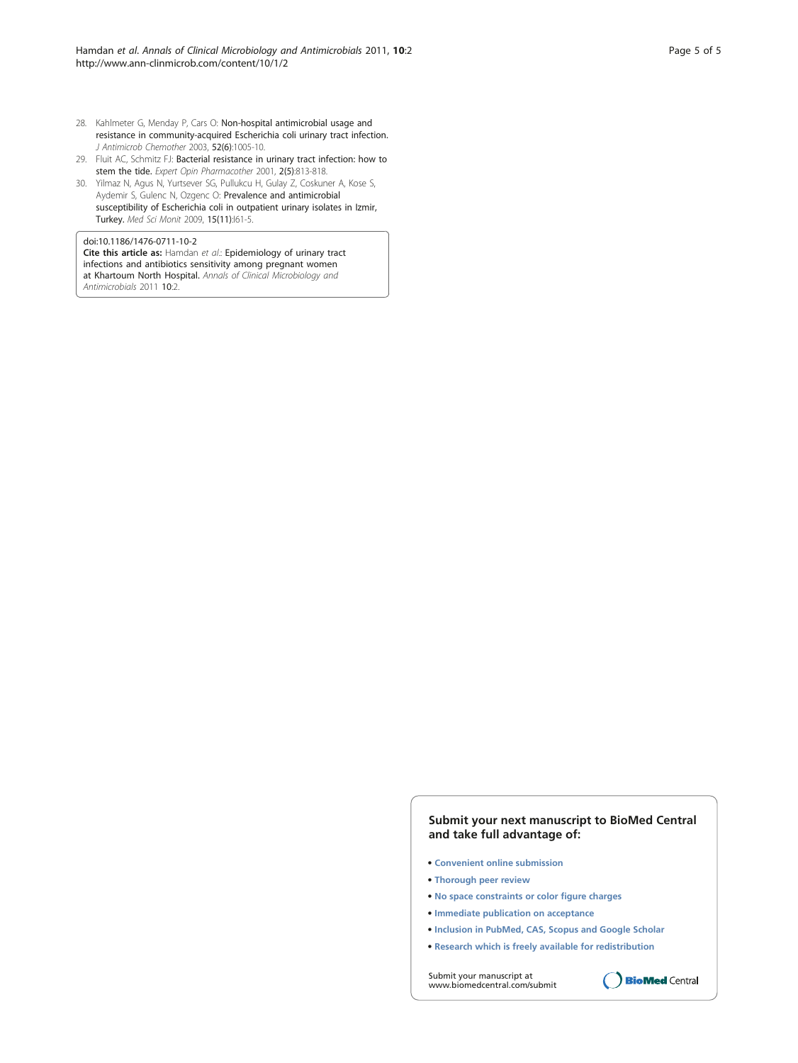28. Kahlmeter G, Menday P, Cars O: **Non-hospital antimicrobial usage and resistance in community-acquired Escherichia coli urinary tract infection.** *J Antimicrob Chemother* 2003, **52(6)**:1005-10.
29. Fluit AC, Schmitz FJ: **Bacterial resistance in urinary tract infection: how to stem the tide.** *Expert Opin Pharmacother* 2001, **2(5)**:813-818.
30. Yilmaz N, Agus N, Yurtsever SG, Pullukcu H, Gulay Z, Coskuner A, Kose S, Aydemir S, Gulenc N, Ozgenc O: **Prevalence and antimicrobial susceptibility of Escherichia coli in outpatient urinary isolates in Izmir, Turkey.** *Med Sci Monit* 2009, **15(11)**:I61-5.

doi:10.1186/1476-0711-10-2

**Cite this article as:** Hamdan *et al.*: **Epidemiology of urinary tract infections and antibiotics sensitivity among pregnant women at Khartoum North Hospital.** *Annals of Clinical Microbiology and Antimicrobials* 2011 **10**:2.

**Submit your next manuscript to BioMed Central and take full advantage of:**

- **Convenient online submission**
- **Thorough peer review**
- **No space constraints or color figure charges**
- **Immediate publication on acceptance**
- **Inclusion in PubMed, CAS, Scopus and Google Scholar**
- **Research which is freely available for redistribution**

Submit your manuscript at
www.biomedcentral.com/submit

BioMed Central